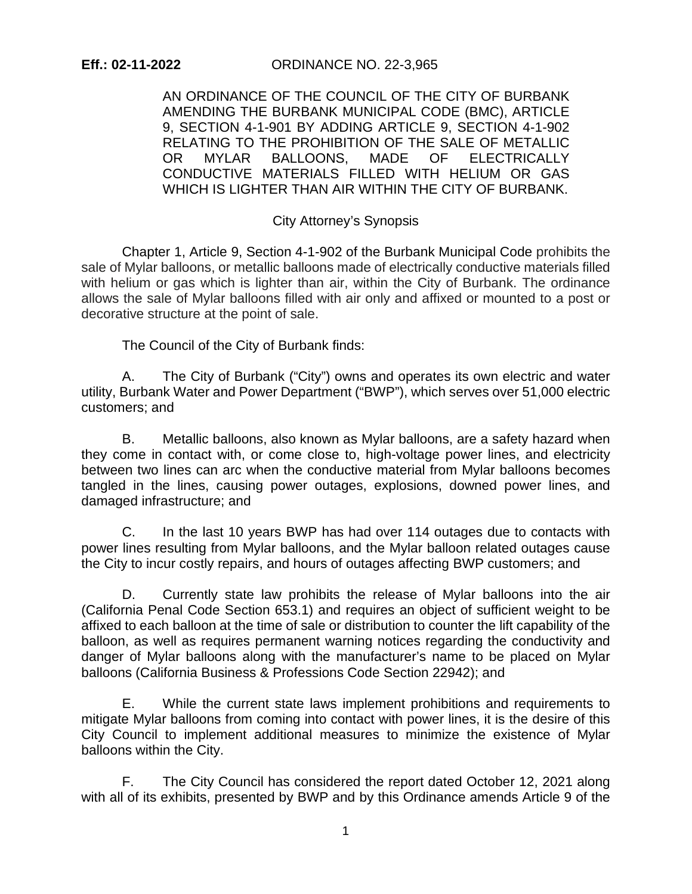**Eff.: 02-11-2022** ORDINANCE NO. 22-3,965

AN ORDINANCE OF THE COUNCIL OF THE CITY OF BURBANK AMENDING THE BURBANK MUNICIPAL CODE (BMC), ARTICLE 9, SECTION 4-1-901 BY ADDING ARTICLE 9, SECTION 4-1-902 RELATING TO THE PROHIBITION OF THE SALE OF METALLIC OR MYLAR BALLOONS, MADE OF ELECTRICALLY CONDUCTIVE MATERIALS FILLED WITH HELIUM OR GAS WHICH IS LIGHTER THAN AIR WITHIN THE CITY OF BURBANK.

City Attorney's Synopsis

Chapter 1, Article 9, Section 4-1-902 of the Burbank Municipal Code prohibits the sale of Mylar balloons, or metallic balloons made of electrically conductive materials filled with helium or gas which is lighter than air, within the City of Burbank. The ordinance allows the sale of Mylar balloons filled with air only and affixed or mounted to a post or decorative structure at the point of sale.

The Council of the City of Burbank finds:

A. The City of Burbank ("City") owns and operates its own electric and water utility, Burbank Water and Power Department ("BWP"), which serves over 51,000 electric customers; and

B. Metallic balloons, also known as Mylar balloons, are a safety hazard when they come in contact with, or come close to, high-voltage power lines, and electricity between two lines can arc when the conductive material from Mylar balloons becomes tangled in the lines, causing power outages, explosions, downed power lines, and damaged infrastructure; and

C. In the last 10 years BWP has had over 114 outages due to contacts with power lines resulting from Mylar balloons, and the Mylar balloon related outages cause the City to incur costly repairs, and hours of outages affecting BWP customers; and

D. Currently state law prohibits the release of Mylar balloons into the air (California Penal Code Section 653.1) and requires an object of sufficient weight to be affixed to each balloon at the time of sale or distribution to counter the lift capability of the balloon, as well as requires permanent warning notices regarding the conductivity and danger of Mylar balloons along with the manufacturer's name to be placed on Mylar balloons (California Business & Professions Code Section 22942); and

E. While the current state laws implement prohibitions and requirements to mitigate Mylar balloons from coming into contact with power lines, it is the desire of this City Council to implement additional measures to minimize the existence of Mylar balloons within the City.

F. The City Council has considered the report dated October 12, 2021 along with all of its exhibits, presented by BWP and by this Ordinance amends Article 9 of the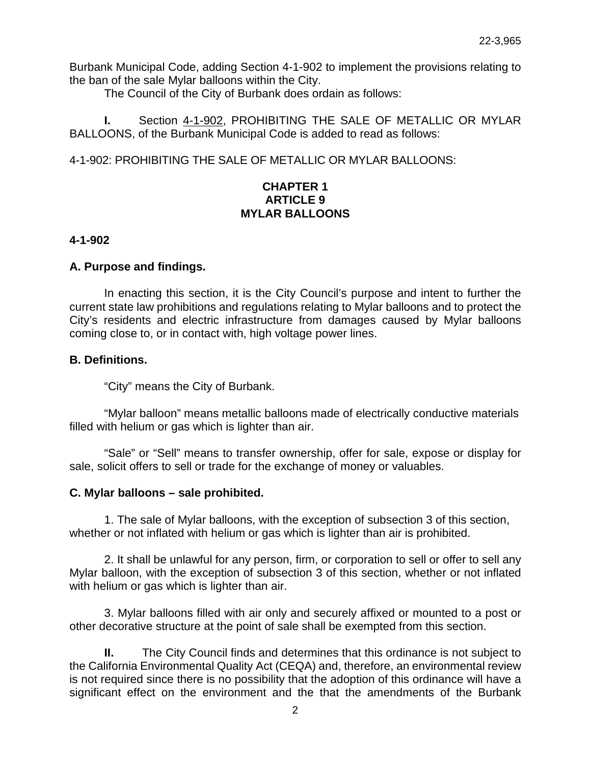Burbank Municipal Code, adding Section 4-1-902 to implement the provisions relating to the ban of the sale Mylar balloons within the City.

The Council of the City of Burbank does ordain as follows:

**I.** Section 4-1-902, PROHIBITING THE SALE OF METALLIC OR MYLAR BALLOONS, of the Burbank Municipal Code is added to read as follows:

4-1-902: PROHIBITING THE SALE OF METALLIC OR MYLAR BALLOONS:

**CHAPTER 1**
**ARTICLE 9**
**MYLAR BALLOONS**

**4-1-902**

**A. Purpose and findings.**

In enacting this section, it is the City Council's purpose and intent to further the current state law prohibitions and regulations relating to Mylar balloons and to protect the City's residents and electric infrastructure from damages caused by Mylar balloons coming close to, or in contact with, high voltage power lines.

**B. Definitions.**

"City" means the City of Burbank.

"Mylar balloon" means metallic balloons made of electrically conductive materials filled with helium or gas which is lighter than air.

"Sale" or "Sell" means to transfer ownership, offer for sale, expose or display for sale, solicit offers to sell or trade for the exchange of money or valuables.

**C. Mylar balloons – sale prohibited.**

1. The sale of Mylar balloons, with the exception of subsection 3 of this section, whether or not inflated with helium or gas which is lighter than air is prohibited.

2. It shall be unlawful for any person, firm, or corporation to sell or offer to sell any Mylar balloon, with the exception of subsection 3 of this section, whether or not inflated with helium or gas which is lighter than air.

3. Mylar balloons filled with air only and securely affixed or mounted to a post or other decorative structure at the point of sale shall be exempted from this section.

**II.** The City Council finds and determines that this ordinance is not subject to the California Environmental Quality Act (CEQA) and, therefore, an environmental review is not required since there is no possibility that the adoption of this ordinance will have a significant effect on the environment and the that the amendments of the Burbank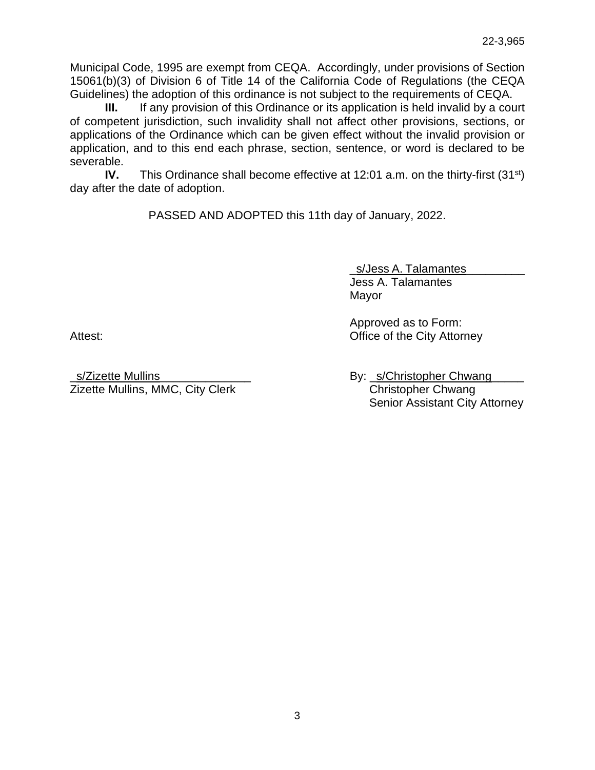Municipal Code, 1995 are exempt from CEQA. Accordingly, under provisions of Section 15061(b)(3) of Division 6 of Title 14 of the California Code of Regulations (the CEQA Guidelines) the adoption of this ordinance is not subject to the requirements of CEQA.

**III.** If any provision of this Ordinance or its application is held invalid by a court of competent jurisdiction, such invalidity shall not affect other provisions, sections, or applications of the Ordinance which can be given effect without the invalid provision or application, and to this end each phrase, section, sentence, or word is declared to be severable.

**IV.** This Ordinance shall become effective at 12:01 a.m. on the thirty-first (31st) day after the date of adoption.

PASSED AND ADOPTED this 11th day of January, 2022.

s/Jess A. Talamantes
Jess A. Talamantes
Mayor

Attest:

s/Zizette Mullins
Zizette Mullins, MMC, City Clerk

Approved as to Form:
Office of the City Attorney

By: s/Christopher Chwang
Christopher Chwang
Senior Assistant City Attorney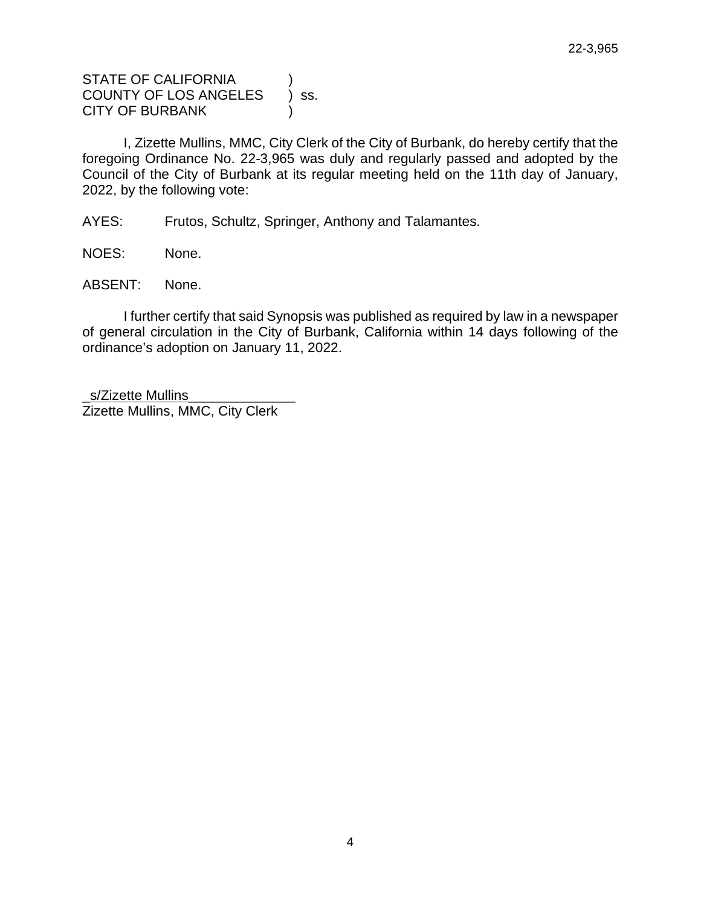22-3,965

STATE OF CALIFORNIA )
COUNTY OF LOS ANGELES ) ss.
CITY OF BURBANK )

I, Zizette Mullins, MMC, City Clerk of the City of Burbank, do hereby certify that the foregoing Ordinance No. 22-3,965 was duly and regularly passed and adopted by the Council of the City of Burbank at its regular meeting held on the 11th day of January, 2022, by the following vote:

AYES: Frutos, Schultz, Springer, Anthony and Talamantes.

NOES: None.

ABSENT: None.

I further certify that said Synopsis was published as required by law in a newspaper of general circulation in the City of Burbank, California within 14 days following of the ordinance's adoption on January 11, 2022.

_s/Zizette Mullins_______________
Zizette Mullins, MMC, City Clerk